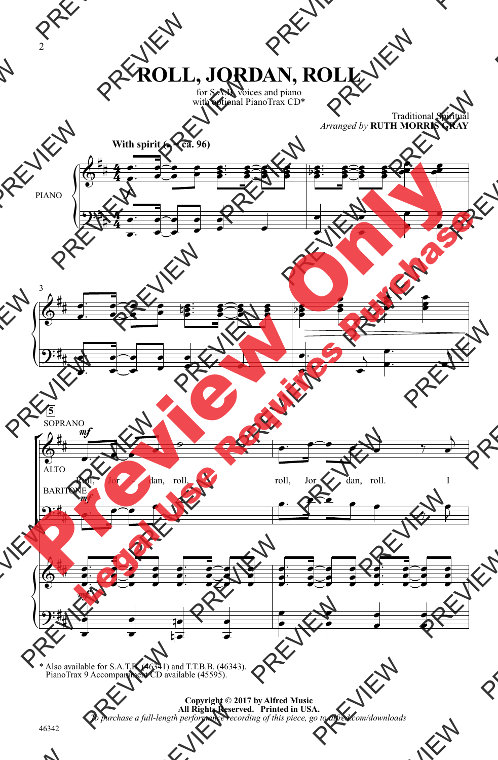# ROLL, JORDAN, ROLL

for S.A.B. voices and piano
with optional PianoTrax CD*

Traditional Spiritual
*Arranged by* **RUTH MORRIS GRAY**

**With spirit (♩ = ca. 96)**

PIANO

SOPRANO

ALTO

BARITONE

Roll, Jor - dan, roll, roll, Jor - dan, roll. I

\* Also available for S.A.T.B. (46341) and T.T.B.B. (46343).
PianoTrax 9 Accompaniment CD available (45595).

**Copyright © 2017 by Alfred Music**
**All Rights Reserved. Printed in USA.**
*To purchase a full-length performance recording of this piece, go to alfred.com/downloads*

46342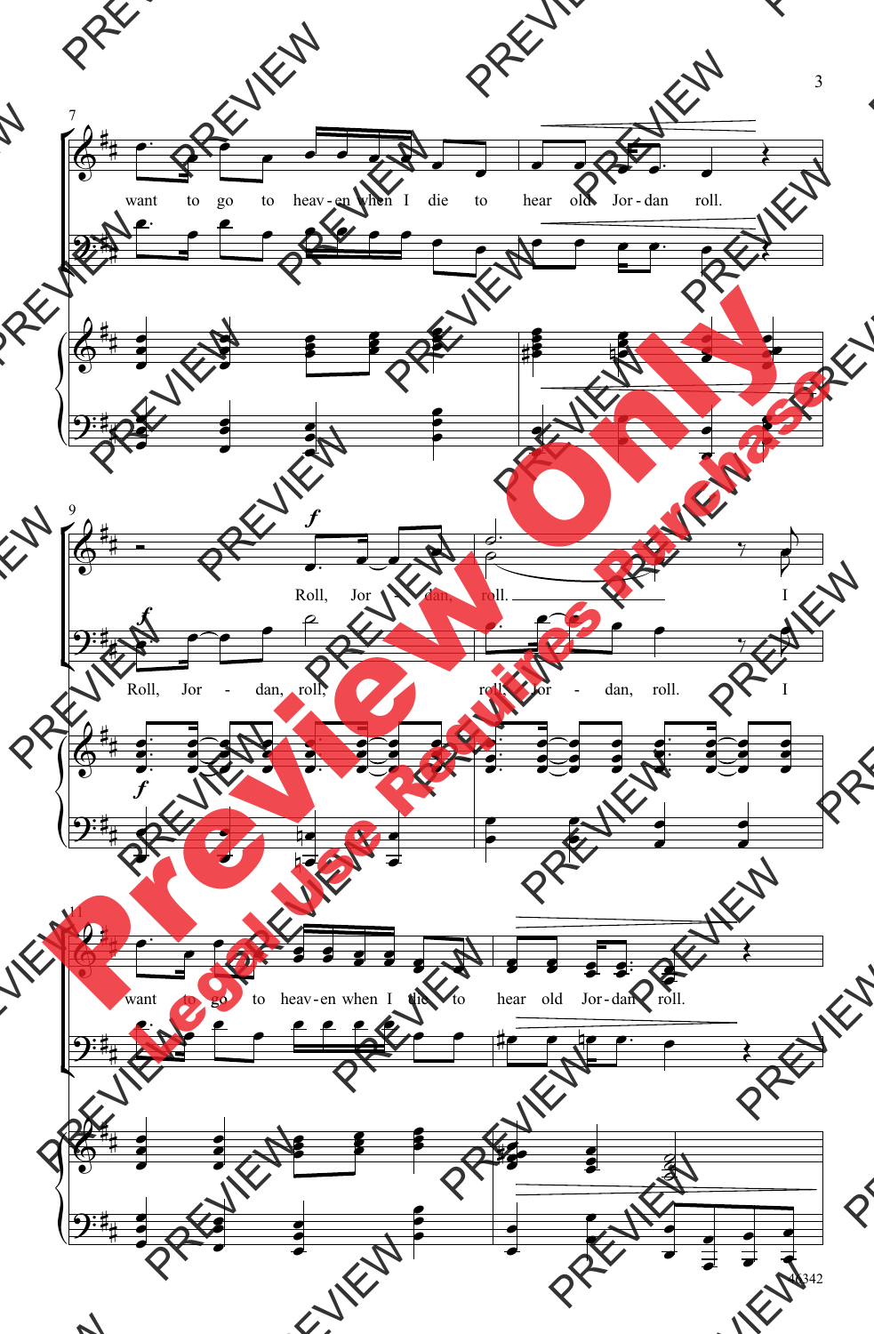want to go to heav-en when I die to hear old Jor-dan roll.

*f*

Roll, Jor - dan, roll. I

Roll, Jor - dan, roll, roll, Jor - dan, roll. I

want to go to heav-en when I die to hear old Jor-dan roll.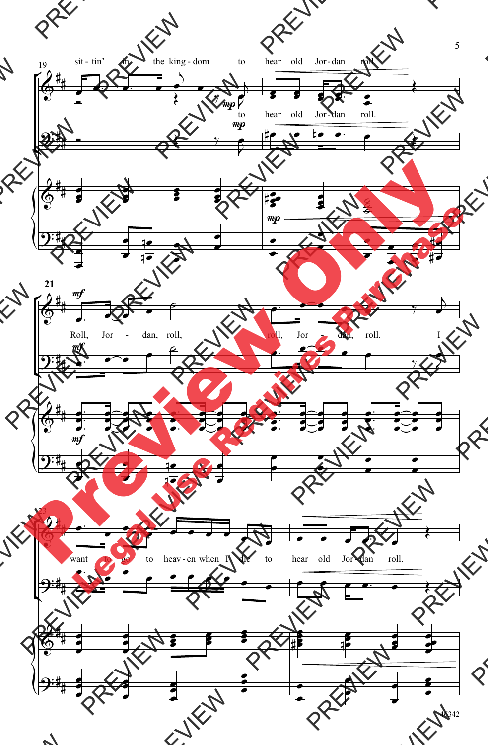sit - tin' in the king - dom to hear old Jor - dan roll.

to hear old Jor - dan roll.

Roll, Jor - dan, roll, roll, Jor - dan, roll. I

want to go to heav - en when I die to hear old Jor - dan roll.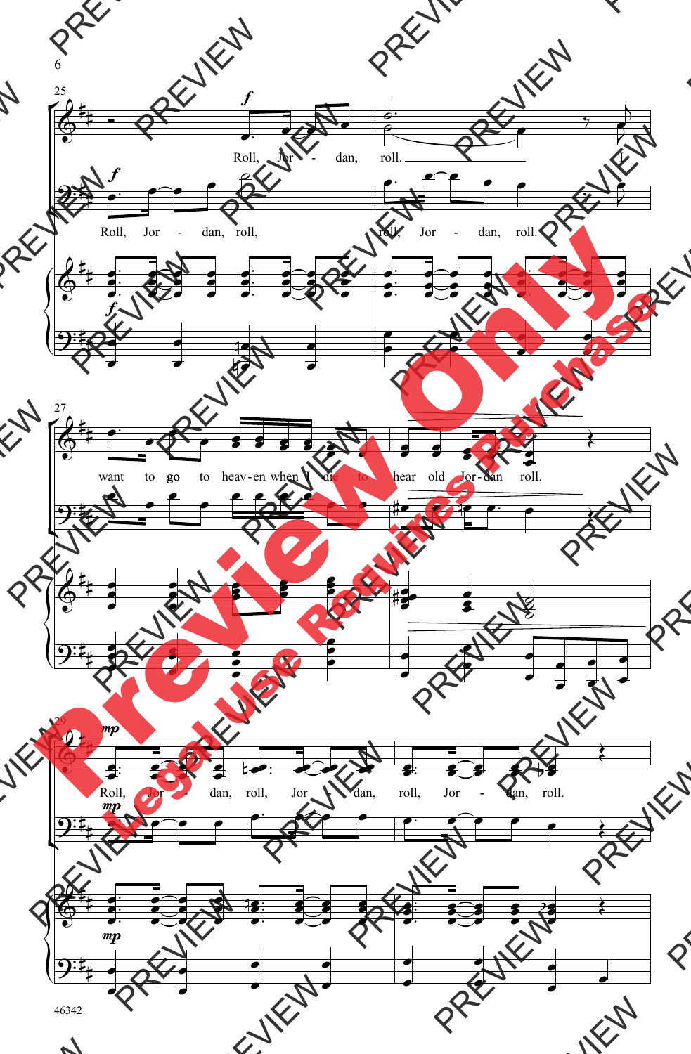Roll, Jor - dan, roll.

Roll, Jor - dan, roll, roll, Jor - dan, roll.

want to go to heav-en when I die to hear old Jor-dan roll.

Roll, Jor - dan, roll, Jor - dan, roll, Jor - dan, roll.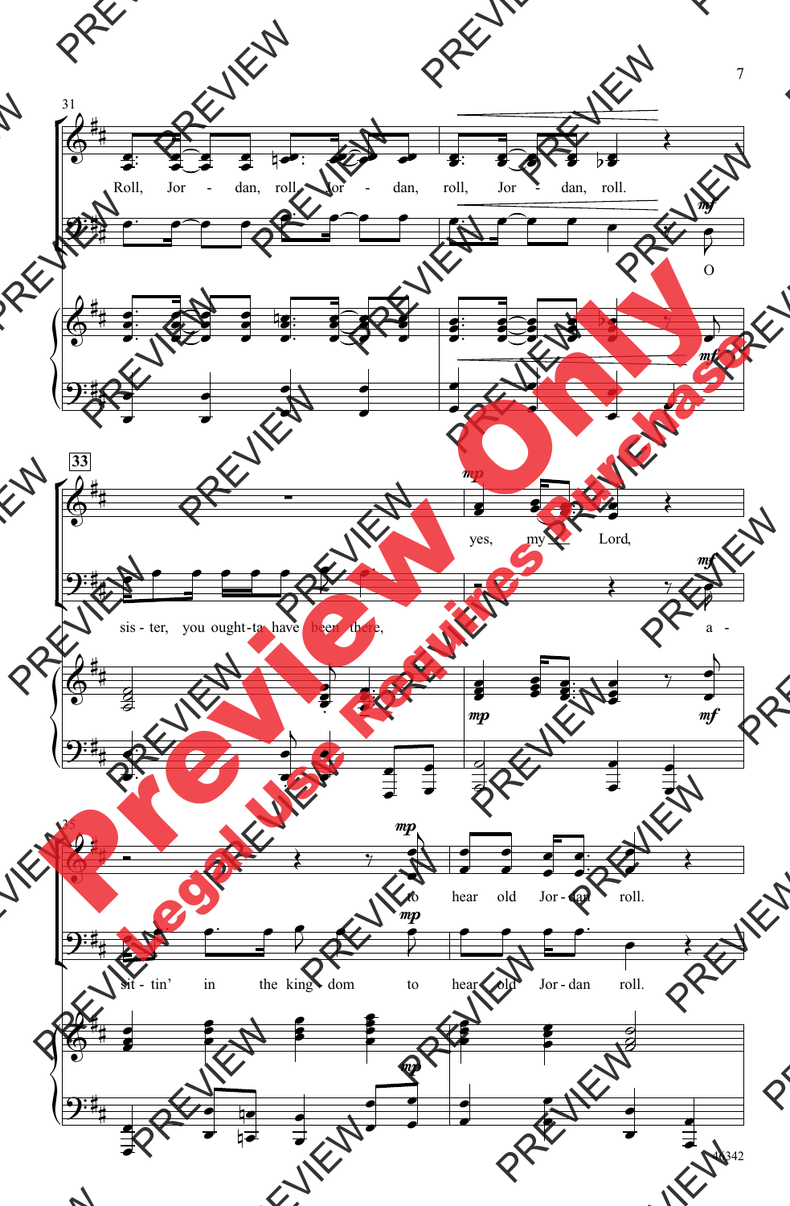Roll, Jor - dan, roll, Jor - dan, roll, Jor - dan, roll.

O sis - ter, you ought - ta have been there,

yes, my Lord,

a - sit - tin' in the king - dom to hear old Jor - dan roll.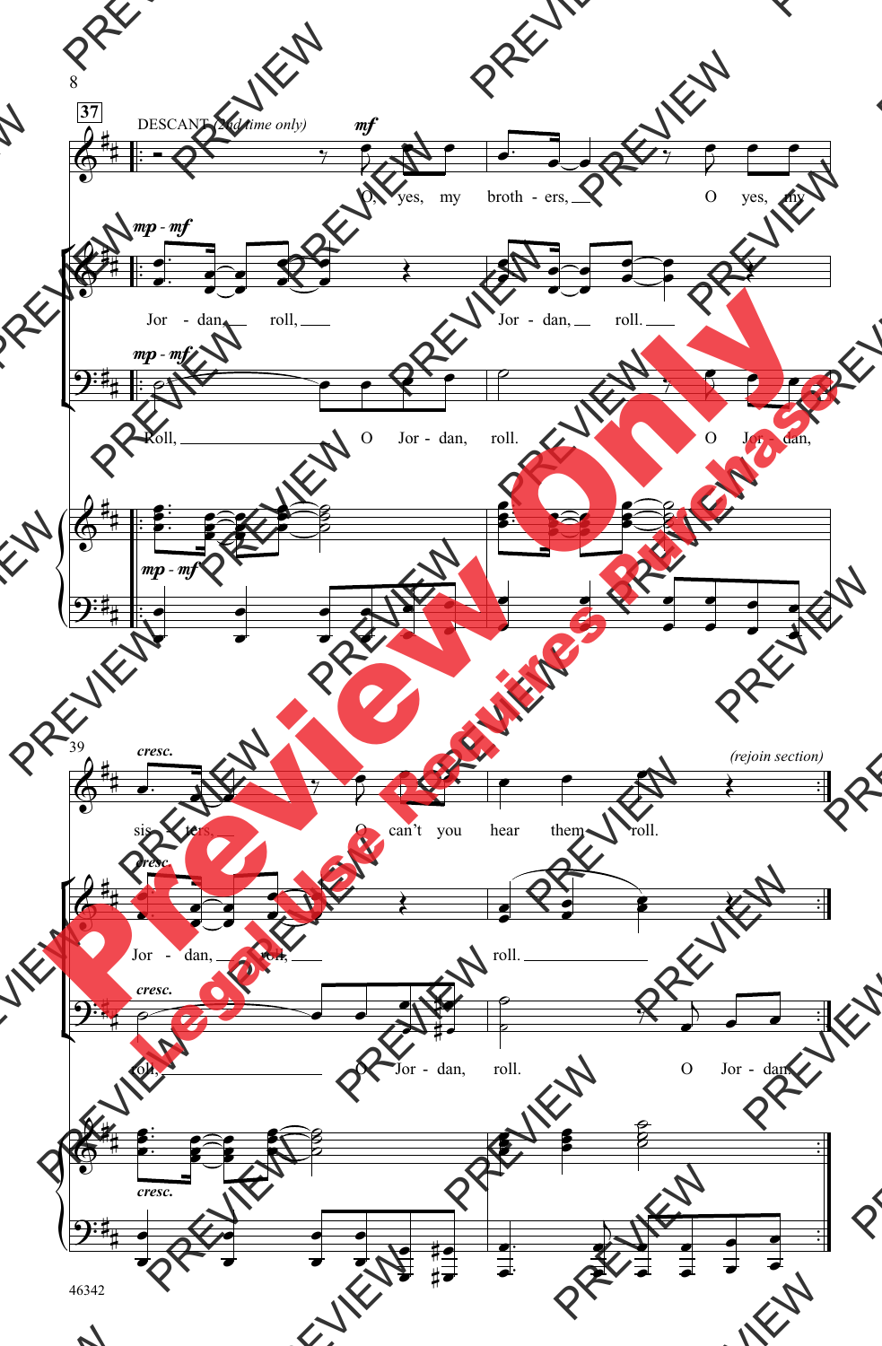37

DESCANT (2nd time only) *mf*

O, yes, my broth - ers, O yes, my

*mp - mf*

Jor - dan, roll, Jor - dan, roll.

*mp - mf*

Roll, O Jor - dan, roll. O Jor - dan,

*mp - mf*

39

*cresc.*

sis - ters, O can't you hear them roll.

*(rejoin section)*

*cresc.*

Jor - dan, roll, roll.

*cresc.*

roll, O Jor - dan, roll. O Jor - dan,

*cresc.*

46342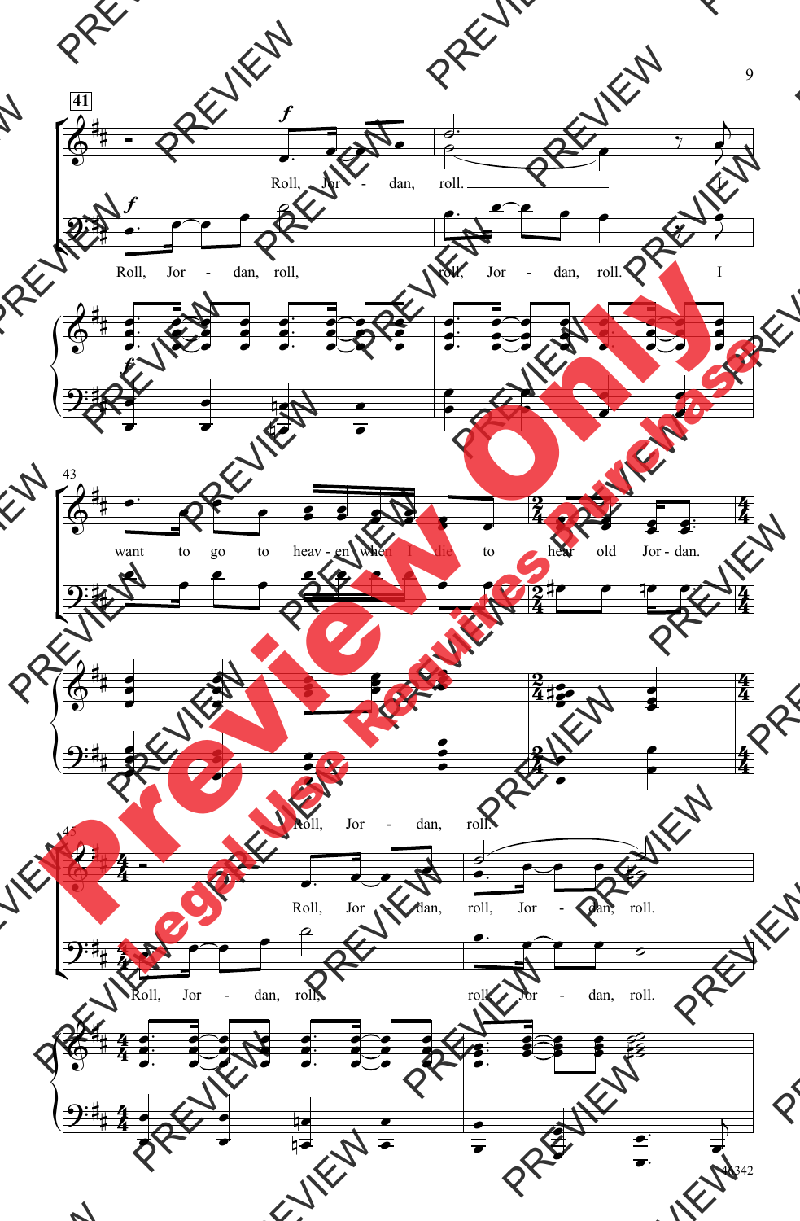41

*f*

Roll, Jor - dan, roll.

Roll, Jor - dan, roll, roll, Jor - dan, roll. I

43

want to go to heav - en when I die to hear old Jor - dan.

45

Roll, Jor - dan, roll.

Roll, Jor - dan, roll, Jor - dan, roll.

Roll, Jor - dan, roll, roll, Jor - dan, roll.

46342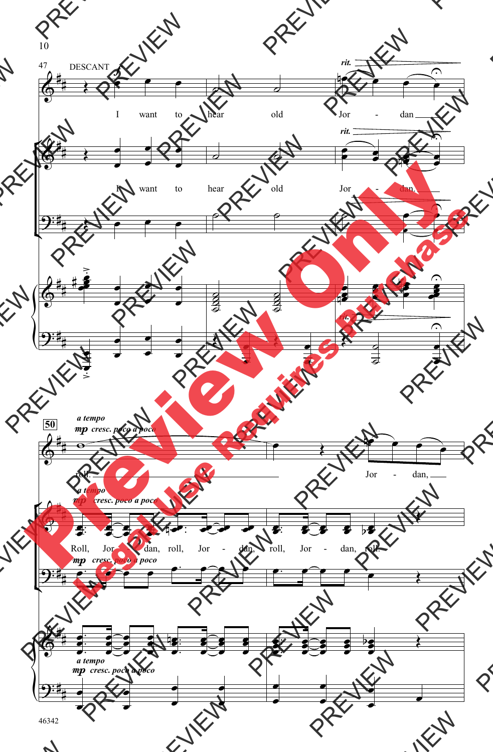47 DESCANT

*rit.*

I want to hear old Jor - dan

*rit.*

I want to hear old Jor - dan.

**50**

*a tempo*

*mp cresc. poco a poco*

roll. Jor - dan,

Roll, Jor - dan, roll, Jor - dan, roll, Jor - dan, roll.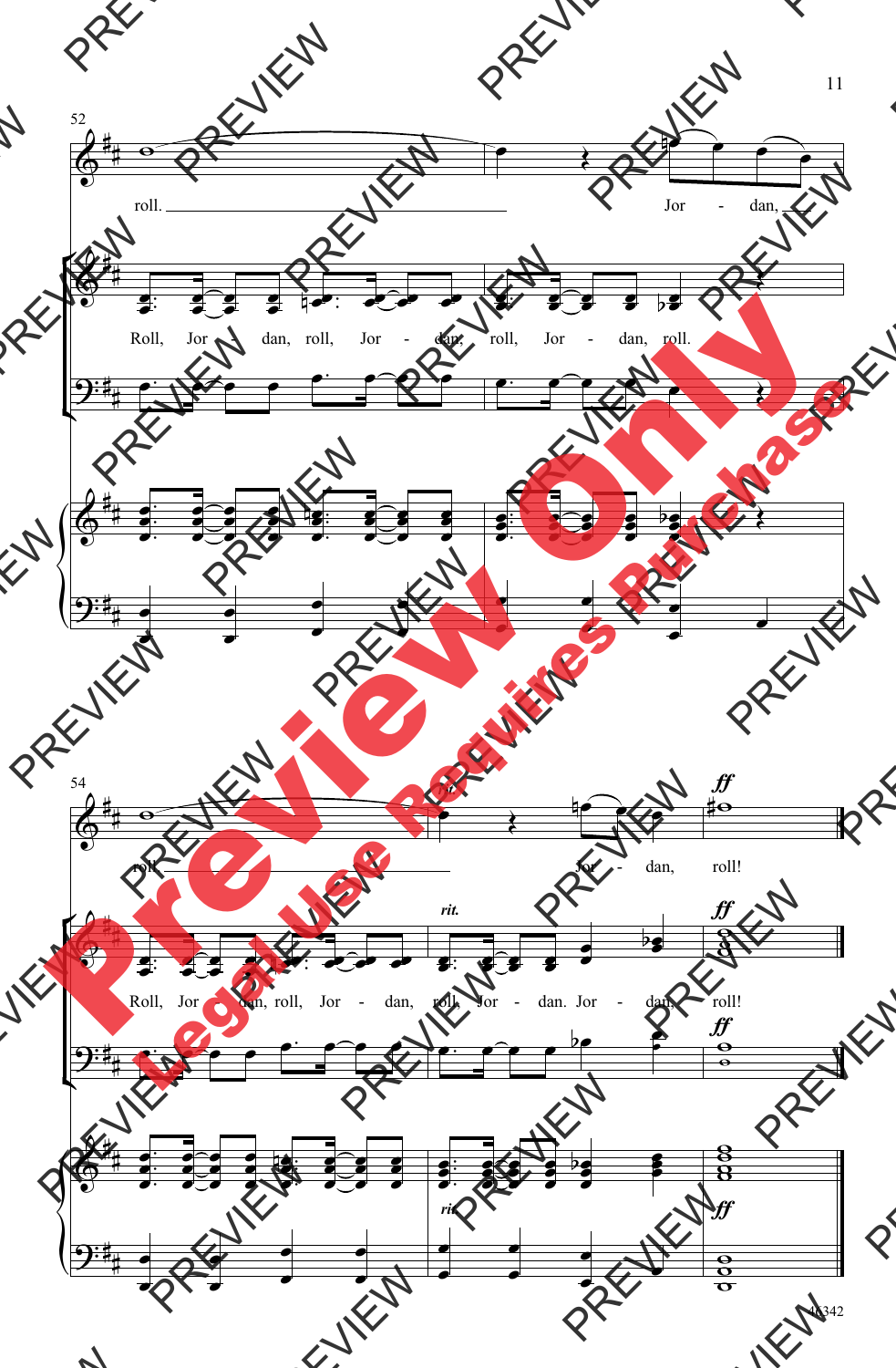52

roll. Jor - dan,

Roll, Jor - dan, roll, Jor - dan, roll, Jor - dan, roll.

54

roll. Jor - dan, roll!

*rit.*

***ff***

Roll, Jor - dan, roll, Jor - dan, roll, Jor - dan. Jor - dan, roll!

*rit.*

***ff***

46342